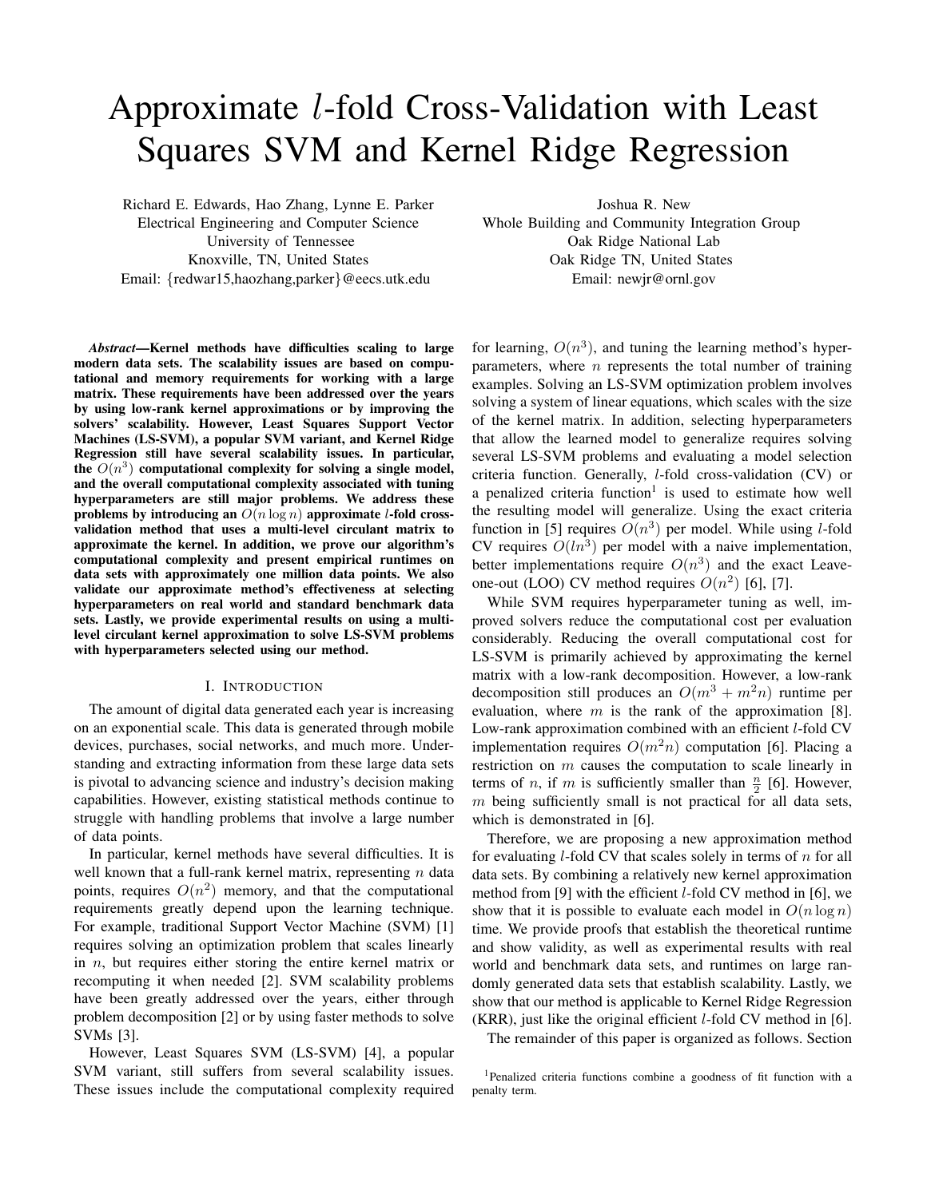# Approximate $l$-fold Cross-Validation with Least Squares SVM and Kernel Ridge Regression

Richard E. Edwards, Hao Zhang, Lynne E. Parker
Electrical Engineering and Computer Science
University of Tennessee
Knoxville, TN, United States
Email: {redwar15,haozhang,parker}@eecs.utk.edu

Joshua R. New
Whole Building and Community Integration Group
Oak Ridge National Lab
Oak Ridge TN, United States
Email: newjr@ornl.gov

***Abstract*—Kernel methods have difficulties scaling to large modern data sets. The scalability issues are based on computational and memory requirements for working with a large matrix. These requirements have been addressed over the years by using low-rank kernel approximations or by improving the solvers' scalability. However, Least Squares Support Vector Machines (LS-SVM), a popular SVM variant, and Kernel Ridge Regression still have several scalability issues. In particular, the $O(n^3)$ computational complexity for solving a single model, and the overall computational complexity associated with tuning hyperparameters are still major problems. We address these problems by introducing an $O(n \log n)$ approximate $l$-fold cross-validation method that uses a multi-level circulant matrix to approximate the kernel. In addition, we prove our algorithm's computational complexity and present empirical runtimes on data sets with approximately one million data points. We also validate our approximate method's effectiveness at selecting hyperparameters on real world and standard benchmark data sets. Lastly, we provide experimental results on using a multi-level circulant kernel approximation to solve LS-SVM problems with hyperparameters selected using our method.**

## I. Introduction

The amount of digital data generated each year is increasing on an exponential scale. This data is generated through mobile devices, purchases, social networks, and much more. Understanding and extracting information from these large data sets is pivotal to advancing science and industry's decision making capabilities. However, existing statistical methods continue to struggle with handling problems that involve a large number of data points.

In particular, kernel methods have several difficulties. It is well known that a full-rank kernel matrix, representing $n$ data points, requires $O(n^2)$ memory, and that the computational requirements greatly depend upon the learning technique. For example, traditional Support Vector Machine (SVM) [1] requires solving an optimization problem that scales linearly in $n$, but requires either storing the entire kernel matrix or recomputing it when needed [2]. SVM scalability problems have been greatly addressed over the years, either through problem decomposition [2] or by using faster methods to solve SVMs [3].

However, Least Squares SVM (LS-SVM) [4], a popular SVM variant, still suffers from several scalability issues. These issues include the computational complexity required for learning, $O(n^3)$, and tuning the learning method's hyperparameters, where $n$ represents the total number of training examples. Solving an LS-SVM optimization problem involves solving a system of linear equations, which scales with the size of the kernel matrix. In addition, selecting hyperparameters that allow the learned model to generalize requires solving several LS-SVM problems and evaluating a model selection criteria function. Generally, $l$-fold cross-validation (CV) or a penalized criteria function[1] is used to estimate how well the resulting model will generalize. Using the exact criteria function in [5] requires $O(n^3)$ per model. While using $l$-fold CV requires $O(ln^3)$ per model with a naive implementation, better implementations require $O(n^3)$ and the exact Leave-one-out (LOO) CV method requires $O(n^2)$ [6], [7].

While SVM requires hyperparameter tuning as well, improved solvers reduce the computational cost per evaluation considerably. Reducing the overall computational cost for LS-SVM is primarily achieved by approximating the kernel matrix with a low-rank decomposition. However, a low-rank decomposition still produces an $O(m^3 + m^2 n)$ runtime per evaluation, where $m$ is the rank of the approximation [8]. Low-rank approximation combined with an efficient $l$-fold CV implementation requires $O(m^2 n)$ computation [6]. Placing a restriction on $m$ causes the computation to scale linearly in terms of $n$, if $m$ is sufficiently smaller than $\frac{n}{2}$ [6]. However, $m$ being sufficiently small is not practical for all data sets, which is demonstrated in [6].

Therefore, we are proposing a new approximation method for evaluating $l$-fold CV that scales solely in terms of $n$ for all data sets. By combining a relatively new kernel approximation method from [9] with the efficient $l$-fold CV method in [6], we show that it is possible to evaluate each model in $O(n \log n)$ time. We provide proofs that establish the theoretical runtime and show validity, as well as experimental results with real world and benchmark data sets, and runtimes on large randomly generated data sets that establish scalability. Lastly, we show that our method is applicable to Kernel Ridge Regression (KRR), just like the original efficient $l$-fold CV method in [6].

The remainder of this paper is organized as follows. Section

[1] Penalized criteria functions combine a goodness of fit function with a penalty term.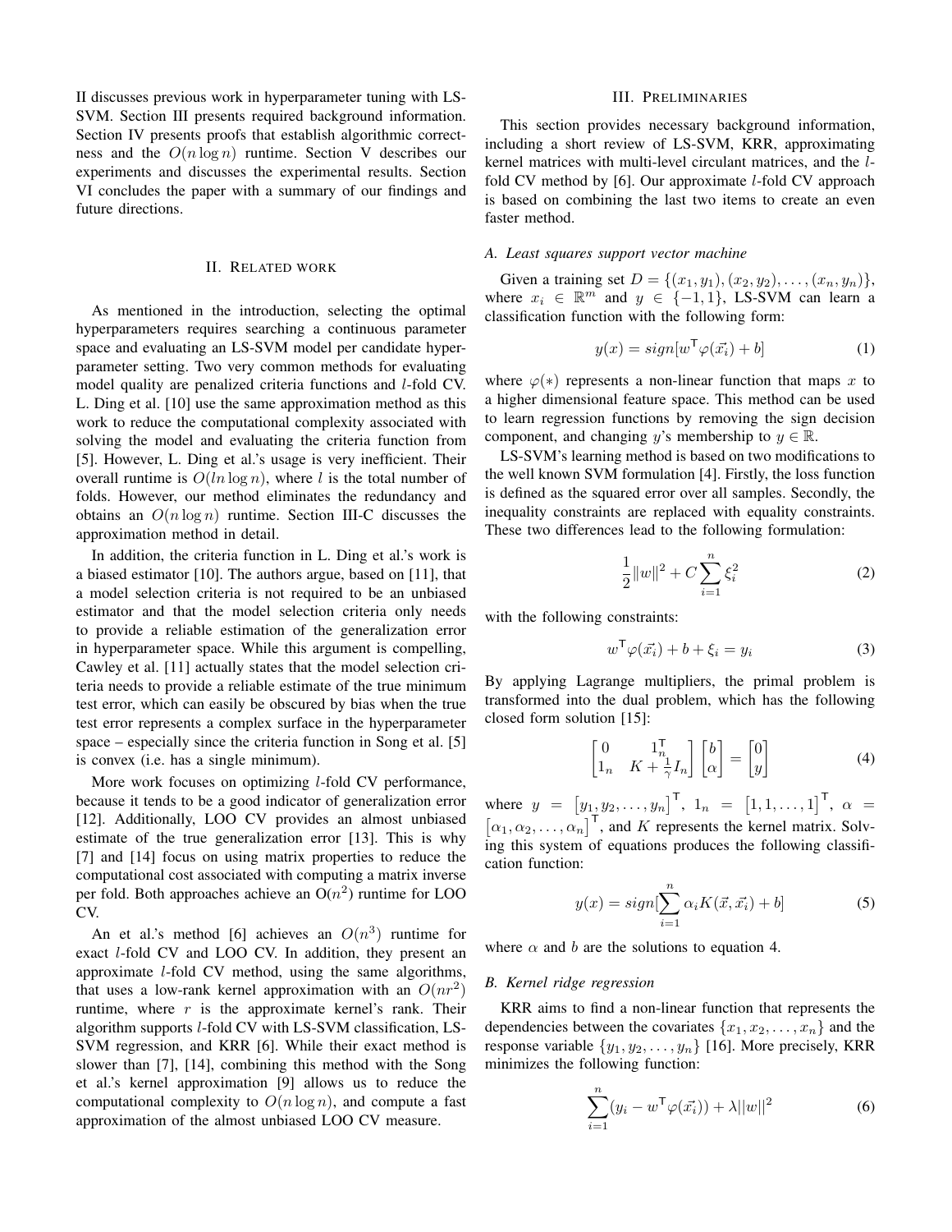II discusses previous work in hyperparameter tuning with LS-SVM. Section III presents required background information. Section IV presents proofs that establish algorithmic correctness and the $O(n \log n)$ runtime. Section V describes our experiments and discusses the experimental results. Section VI concludes the paper with a summary of our findings and future directions.

## II. Related work

As mentioned in the introduction, selecting the optimal hyperparameters requires searching a continuous parameter space and evaluating an LS-SVM model per candidate hyperparameter setting. Two very common methods for evaluating model quality are penalized criteria functions and $l$-fold CV. L. Ding et al. [10] use the same approximation method as this work to reduce the computational complexity associated with solving the model and evaluating the criteria function from [5]. However, L. Ding et al.'s usage is very inefficient. Their overall runtime is $O(ln \log n)$, where $l$ is the total number of folds. However, our method eliminates the redundancy and obtains an $O(n \log n)$ runtime. Section III-C discusses the approximation method in detail.

In addition, the criteria function in L. Ding et al.'s work is a biased estimator [10]. The authors argue, based on [11], that a model selection criteria is not required to be an unbiased estimator and that the model selection criteria only needs to provide a reliable estimation of the generalization error in hyperparameter space. While this argument is compelling, Cawley et al. [11] actually states that the model selection criteria needs to provide a reliable estimate of the true minimum test error, which can easily be obscured by bias when the true test error represents a complex surface in the hyperparameter space – especially since the criteria function in Song et al. [5] is convex (i.e. has a single minimum).

More work focuses on optimizing $l$-fold CV performance, because it tends to be a good indicator of generalization error [12]. Additionally, LOO CV provides an almost unbiased estimate of the true generalization error [13]. This is why [7] and [14] focus on using matrix properties to reduce the computational cost associated with computing a matrix inverse per fold. Both approaches achieve an $O(n^2)$ runtime for LOO CV.

An et al.'s method [6] achieves an $O(n^3)$ runtime for exact $l$-fold CV and LOO CV. In addition, they present an approximate $l$-fold CV method, using the same algorithms, that uses a low-rank kernel approximation with an $O(nr^2)$ runtime, where $r$ is the approximate kernel's rank. Their algorithm supports $l$-fold CV with LS-SVM classification, LS-SVM regression, and KRR [6]. While their exact method is slower than [7], [14], combining this method with the Song et al.'s kernel approximation [9] allows us to reduce the computational complexity to $O(n \log n)$, and compute a fast approximation of the almost unbiased LOO CV measure.

## III. Preliminaries

This section provides necessary background information, including a short review of LS-SVM, KRR, approximating kernel matrices with multi-level circulant matrices, and the $l$-fold CV method by [6]. Our approximate $l$-fold CV approach is based on combining the last two items to create an even faster method.

### A. Least squares support vector machine

Given a training set $D = \{(x_1, y_1), (x_2, y_2), \ldots, (x_n, y_n)\}$, where $x_i \in \mathbb{R}^m$ and $y \in \{-1, 1\}$, LS-SVM can learn a classification function with the following form:

$$y(x) = sign[w^{\mathsf{T}} \varphi(\vec{x_i}) + b] \tag{1}$$

where $\varphi(*)$ represents a non-linear function that maps $x$ to a higher dimensional feature space. This method can be used to learn regression functions by removing the sign decision component, and changing $y$'s membership to $y \in \mathbb{R}$.

LS-SVM's learning method is based on two modifications to the well known SVM formulation [4]. Firstly, the loss function is defined as the squared error over all samples. Secondly, the inequality constraints are replaced with equality constraints. These two differences lead to the following formulation:

$$\frac{1}{2}\|w\|^2 + C\sum_{i=1}^{n} \xi_i^2 \tag{2}$$

with the following constraints:

$$w^{\mathsf{T}} \varphi(\vec{x_i}) + b + \xi_i = y_i \tag{3}$$

By applying Lagrange multipliers, the primal problem is transformed into the dual problem, which has the following closed form solution [15]:

$$\begin{bmatrix} 0 & 1_n^{\mathsf{T}} \\ 1_n & K + \frac{1}{\gamma} I_n \end{bmatrix} \begin{bmatrix} b \\ \alpha \end{bmatrix} = \begin{bmatrix} 0 \\ y \end{bmatrix} \tag{4}$$

where $y = \begin{bmatrix} y_1, y_2, \ldots, y_n \end{bmatrix}^{\mathsf{T}}$, $1_n = \begin{bmatrix} 1, 1, \ldots, 1 \end{bmatrix}^{\mathsf{T}}$, $\alpha = \begin{bmatrix} \alpha_1, \alpha_2, \ldots, \alpha_n \end{bmatrix}^{\mathsf{T}}$, and $K$ represents the kernel matrix. Solving this system of equations produces the following classification function:

$$y(x) = sign[\sum_{i=1}^{n} \alpha_i K(\vec{x}, \vec{x_i}) + b] \tag{5}$$

where $\alpha$ and $b$ are the solutions to equation 4.

### B. Kernel ridge regression

KRR aims to find a non-linear function that represents the dependencies between the covariates $\{x_1, x_2, \ldots, x_n\}$ and the response variable $\{y_1, y_2, \ldots, y_n\}$ [16]. More precisely, KRR minimizes the following function:

$$\sum_{i=1}^{n} (y_i - w^{\mathsf{T}} \varphi(\vec{x_i})) + \lambda ||w||^2 \tag{6}$$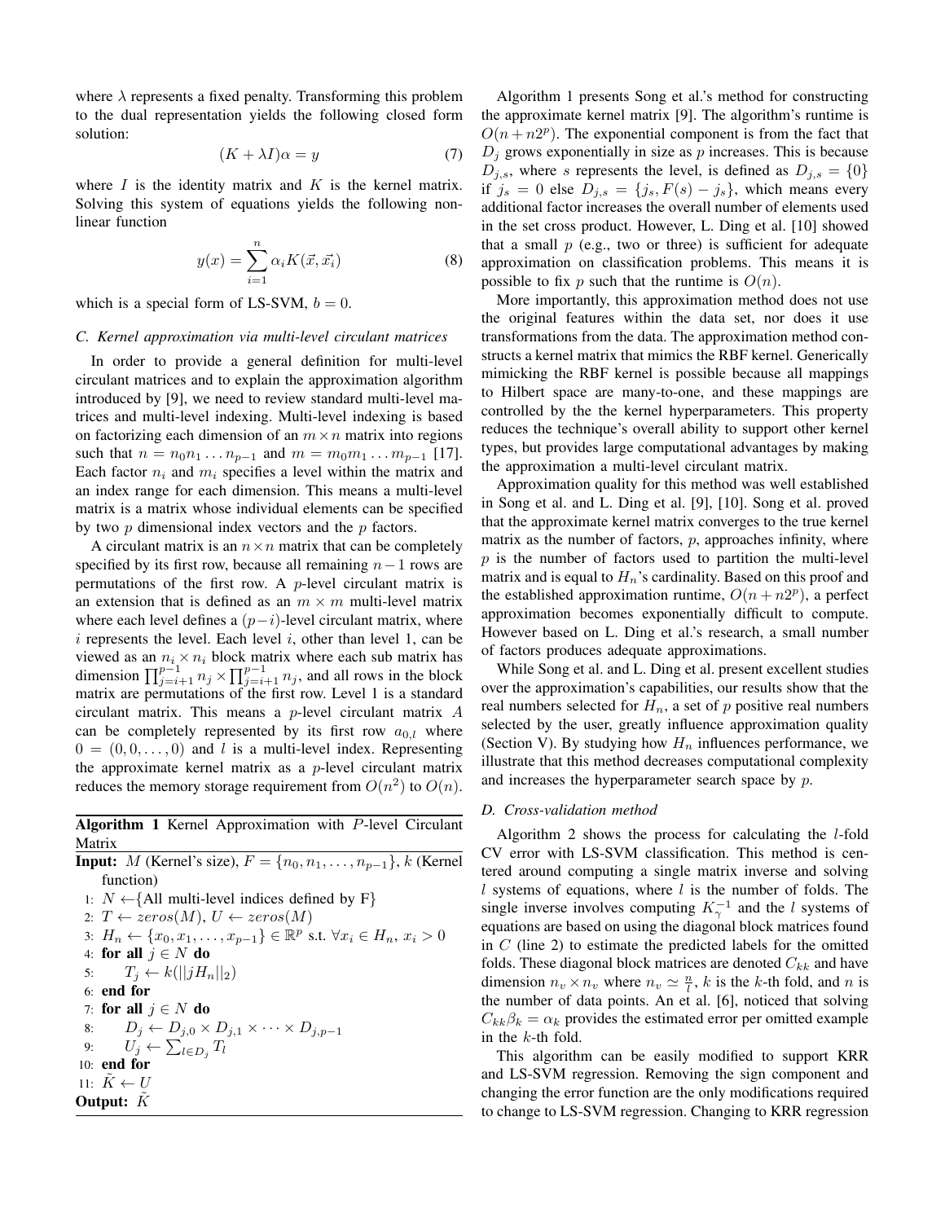where $\lambda$ represents a fixed penalty. Transforming this problem to the dual representation yields the following closed form solution:

$$(K + \lambda I)\alpha = y \tag{7}$$

where $I$ is the identity matrix and $K$ is the kernel matrix. Solving this system of equations yields the following non-linear function

$$y(x) = \sum_{i=1}^{n} \alpha_i K(\vec{x}, \vec{x_i}) \tag{8}$$

which is a special form of LS-SVM, $b = 0$.

### C. Kernel approximation via multi-level circulant matrices

In order to provide a general definition for multi-level circulant matrices and to explain the approximation algorithm introduced by [9], we need to review standard multi-level matrices and multi-level indexing. Multi-level indexing is based on factorizing each dimension of an $m \times n$ matrix into regions such that $n = n_0 n_1 \dots n_{p-1}$ and $m = m_0 m_1 \dots m_{p-1}$ [17]. Each factor $n_i$ and $m_i$ specifies a level within the matrix and an index range for each dimension. This means a multi-level matrix is a matrix whose individual elements can be specified by two $p$ dimensional index vectors and the $p$ factors.

A circulant matrix is an $n \times n$ matrix that can be completely specified by its first row, because all remaining $n-1$ rows are permutations of the first row. A $p$-level circulant matrix is an extension that is defined as an $m \times m$ multi-level matrix where each level defines a $(p-i)$-level circulant matrix, where $i$ represents the level. Each level $i$, other than level 1, can be viewed as an $n_i \times n_i$ block matrix where each sub matrix has dimension $\prod_{j=i+1}^{p-1} n_j \times \prod_{j=i+1}^{p-1} n_j$, and all rows in the block matrix are permutations of the first row. Level 1 is a standard circulant matrix. This means a $p$-level circulant matrix $A$ can be completely represented by its first row $a_{0,l}$ where $0 = (0, 0, \dots, 0)$ and $l$ is a multi-level index. Representing the approximate kernel matrix as a $p$-level circulant matrix reduces the memory storage requirement from $O(n^2)$ to $O(n)$.

**Algorithm 1** Kernel Approximation with $P$-level Circulant Matrix

**Input:** $M$ (Kernel's size), $F = \{n_0, n_1, \dots, n_{p-1}\}$, $k$ (Kernel function)

1: $N \leftarrow$ {All multi-level indices defined by F}
2: $T \leftarrow zeros(M)$, $U \leftarrow zeros(M)$
3: $H_n \leftarrow \{x_0, x_1, \dots, x_{p-1}\} \in \mathbb{R}^p$ s.t. $\forall x_i \in H_n,\ x_i > 0$
4: **for all** $j \in N$ **do**
5: $\quad T_j \leftarrow k(||jH_n||_2)$
6: **end for**
7: **for all** $j \in N$ **do**
8: $\quad D_j \leftarrow D_{j,0} \times D_{j,1} \times \dots \times D_{j,p-1}$
9: $\quad U_j \leftarrow \sum_{l \in D_j} T_l$
10: **end for**
11: $\tilde{K} \leftarrow U$

**Output:** $\tilde{K}$

Algorithm 1 presents Song et al.'s method for constructing the approximate kernel matrix [9]. The algorithm's runtime is $O(n + n2^p)$. The exponential component is from the fact that $D_j$ grows exponentially in size as $p$ increases. This is because $D_{j,s}$, where $s$ represents the level, is defined as $D_{j,s} = \{0\}$ if $j_s = 0$ else $D_{j,s} = \{j_s, F(s) - j_s\}$, which means every additional factor increases the overall number of elements used in the set cross product. However, L. Ding et al. [10] showed that a small $p$ (e.g., two or three) is sufficient for adequate approximation on classification problems. This means it is possible to fix $p$ such that the runtime is $O(n)$.

More importantly, this approximation method does not use the original features within the data set, nor does it use transformations from the data. The approximation method constructs a kernel matrix that mimics the RBF kernel. Generically mimicking the RBF kernel is possible because all mappings to Hilbert space are many-to-one, and these mappings are controlled by the the kernel hyperparameters. This property reduces the technique's overall ability to support other kernel types, but provides large computational advantages by making the approximation a multi-level circulant matrix.

Approximation quality for this method was well established in Song et al. and L. Ding et al. [9], [10]. Song et al. proved that the approximate kernel matrix converges to the true kernel matrix as the number of factors, $p$, approaches infinity, where $p$ is the number of factors used to partition the multi-level matrix and is equal to $H_n$'s cardinality. Based on this proof and the established approximation runtime, $O(n + n2^p)$, a perfect approximation becomes exponentially difficult to compute. However based on L. Ding et al.'s research, a small number of factors produces adequate approximations.

While Song et al. and L. Ding et al. present excellent studies over the approximation's capabilities, our results show that the real numbers selected for $H_n$, a set of $p$ positive real numbers selected by the user, greatly influence approximation quality (Section V). By studying how $H_n$ influences performance, we illustrate that this method decreases computational complexity and increases the hyperparameter search space by $p$.

### D. Cross-validation method

Algorithm 2 shows the process for calculating the $l$-fold CV error with LS-SVM classification. This method is centered around computing a single matrix inverse and solving $l$ systems of equations, where $l$ is the number of folds. The single inverse involves computing $K_\gamma^{-1}$ and the $l$ systems of equations are based on using the diagonal block matrices found in $C$ (line 2) to estimate the predicted labels for the omitted folds. These diagonal block matrices are denoted $C_{kk}$ and have dimension $n_v \times n_v$ where $n_v \simeq \frac{n}{l}$, $k$ is the $k$-th fold, and $n$ is the number of data points. An et al. [6], noticed that solving $C_{kk}\beta_k = \alpha_k$ provides the estimated error per omitted example in the $k$-th fold.

This algorithm can be easily modified to support KRR and LS-SVM regression. Removing the sign component and changing the error function are the only modifications required to change to LS-SVM regression. Changing to KRR regression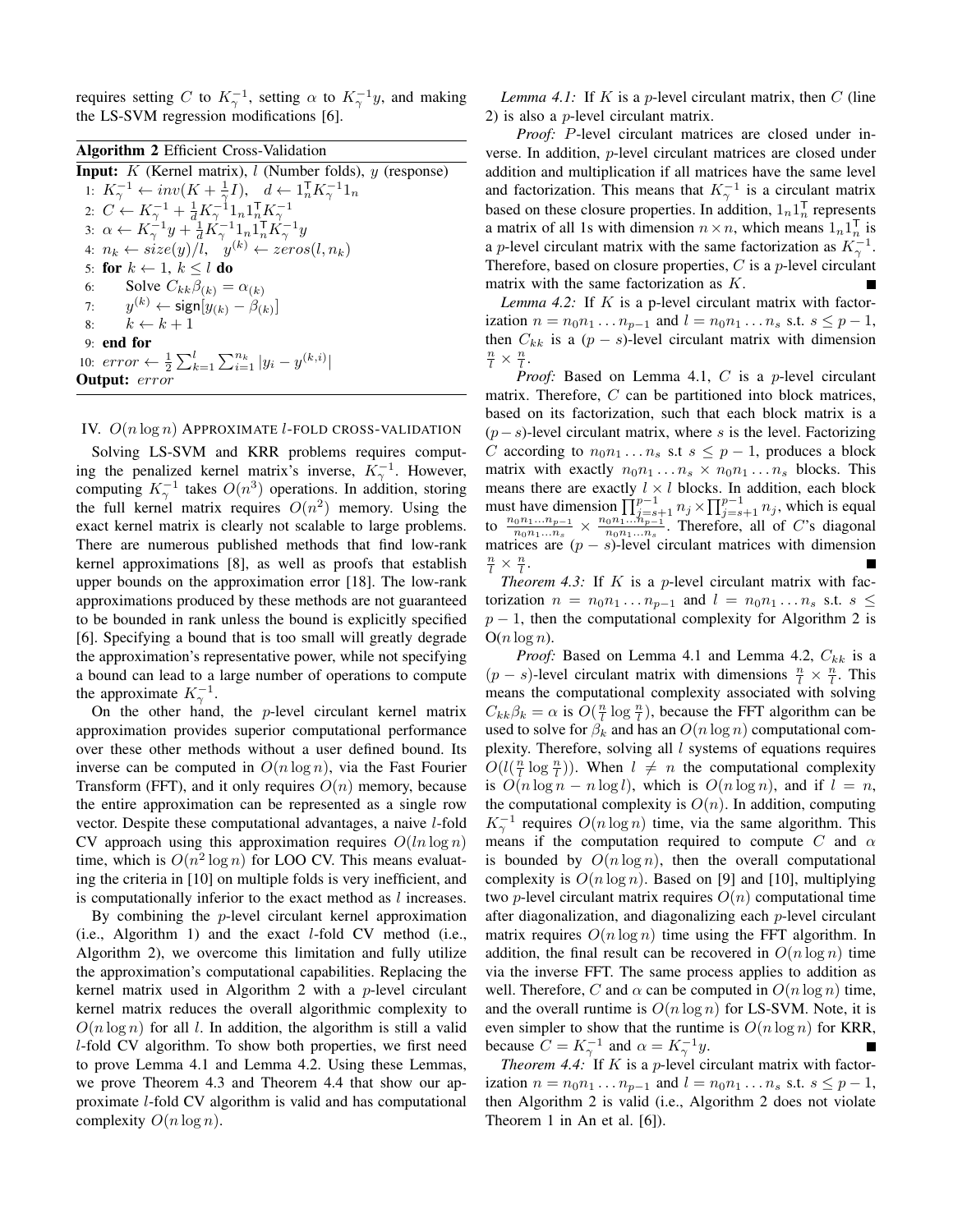requires setting $C$ to $K_\gamma^{-1}$, setting $\alpha$ to $K_\gamma^{-1}y$, and making the LS-SVM regression modifications [6].

**Algorithm 2** Efficient Cross-Validation

**Input:** $K$ (Kernel matrix), $l$ (Number folds), $y$ (response)

1: $K_\gamma^{-1} \leftarrow inv(K + \frac{1}{\gamma}I)$, $\quad d \leftarrow 1_n^\intercal K_\gamma^{-1} 1_n$
2: $C \leftarrow K_\gamma^{-1} + \frac{1}{d} K_\gamma^{-1} 1_n 1_n^\intercal K_\gamma^{-1}$
3: $\alpha \leftarrow K_\gamma^{-1} y + \frac{1}{d} K_\gamma^{-1} 1_n 1_n^\intercal K_\gamma^{-1} y$
4: $n_k \leftarrow size(y)/l$, $\quad y^{(k)} \leftarrow zeros(l, n_k)$
5: **for** $k \leftarrow 1$, $k \leq l$ **do**
6: $\quad$ Solve $C_{kk}\beta_{(k)} = \alpha_{(k)}$
7: $\quad$ $y^{(k)} \leftarrow \mathsf{sign}[y_{(k)} - \beta_{(k)}]$
8: $\quad$ $k \leftarrow k + 1$
9: **end for**
10: $error \leftarrow \frac{1}{2}\sum_{k=1}^{l}\sum_{i=1}^{n_k} |y_i - y^{(k,i)}|$

**Output:** $error$

## IV. $O(n \log n)$ Approximate $l$-fold cross-validation

Solving LS-SVM and KRR problems requires computing the penalized kernel matrix's inverse, $K_\gamma^{-1}$. However, computing $K_\gamma^{-1}$ takes $O(n^3)$ operations. In addition, storing the full kernel matrix requires $O(n^2)$ memory. Using the exact kernel matrix is clearly not scalable to large problems. There are numerous published methods that find low-rank kernel approximations [8], as well as proofs that establish upper bounds on the approximation error [18]. The low-rank approximations produced by these methods are not guaranteed to be bounded in rank unless the bound is explicitly specified [6]. Specifying a bound that is too small will greatly degrade the approximation's representative power, while not specifying a bound can lead to a large number of operations to compute the approximate $K_\gamma^{-1}$.

On the other hand, the $p$-level circulant kernel matrix approximation provides superior computational performance over these other methods without a user defined bound. Its inverse can be computed in $O(n \log n)$, via the Fast Fourier Transform (FFT), and it only requires $O(n)$ memory, because the entire approximation can be represented as a single row vector. Despite these computational advantages, a naive $l$-fold CV approach using this approximation requires $O(ln \log n)$ time, which is $O(n^2 \log n)$ for LOO CV. This means evaluating the criteria in [10] on multiple folds is very inefficient, and is computationally inferior to the exact method as $l$ increases.

By combining the $p$-level circulant kernel approximation (i.e., Algorithm 1) and the exact $l$-fold CV method (i.e., Algorithm 2), we overcome this limitation and fully utilize the approximation's computational capabilities. Replacing the kernel matrix used in Algorithm 2 with a $p$-level circulant kernel matrix reduces the overall algorithmic complexity to $O(n \log n)$ for all $l$. In addition, the algorithm is still a valid $l$-fold CV algorithm. To show both properties, we first need to prove Lemma 4.1 and Lemma 4.2. Using these Lemmas, we prove Theorem 4.3 and Theorem 4.4 that show our approximate $l$-fold CV algorithm is valid and has computational complexity $O(n \log n)$.

*Lemma 4.1:* If $K$ is a $p$-level circulant matrix, then $C$ (line 2) is also a $p$-level circulant matrix.

*Proof:* $P$-level circulant matrices are closed under inverse. In addition, $p$-level circulant matrices are closed under addition and multiplication if all matrices have the same level and factorization. This means that $K_\gamma^{-1}$ is a circulant matrix based on these closure properties. In addition, $1_n 1_n^\intercal$ represents a matrix of all 1s with dimension $n \times n$, which means $1_n 1_n^\intercal$ is a $p$-level circulant matrix with the same factorization as $K_\gamma^{-1}$. Therefore, based on closure properties, $C$ is a $p$-level circulant matrix with the same factorization as $K$. ∎

*Lemma 4.2:* If $K$ is a p-level circulant matrix with factorization $n = n_0 n_1 \ldots n_{p-1}$ and $l = n_0 n_1 \ldots n_s$ s.t. $s \leq p-1$, then $C_{kk}$ is a $(p-s)$-level circulant matrix with dimension $\frac{n}{l} \times \frac{n}{l}$.

*Proof:* Based on Lemma 4.1, $C$ is a $p$-level circulant matrix. Therefore, $C$ can be partitioned into block matrices, based on its factorization, such that each block matrix is a $(p-s)$-level circulant matrix, where $s$ is the level. Factorizing $C$ according to $n_0 n_1 \ldots n_s$ s.t $s \leq p-1$, produces a block matrix with exactly $n_0 n_1 \ldots n_s \times n_0 n_1 \ldots n_s$ blocks. This means there are exactly $l \times l$ blocks. In addition, each block must have dimension $\prod_{j=s+1}^{p-1} n_j \times \prod_{j=s+1}^{p-1} n_j$, which is equal to $\frac{n_0 n_1 \ldots n_{p-1}}{n_0 n_1 \ldots n_s} \times \frac{n_0 n_1 \ldots n_{p-1}}{n_0 n_1 \ldots n_s}$. Therefore, all of $C$'s diagonal matrices are $(p-s)$-level circulant matrices with dimension $\frac{n}{l} \times \frac{n}{l}$. ∎

*Theorem 4.3:* If $K$ is a $p$-level circulant matrix with factorization $n = n_0 n_1 \ldots n_{p-1}$ and $l = n_0 n_1 \ldots n_s$ s.t. $s \leq p-1$, then the computational complexity for Algorithm 2 is $O(n \log n)$.

*Proof:* Based on Lemma 4.1 and Lemma 4.2, $C_{kk}$ is a $(p-s)$-level circulant matrix with dimensions $\frac{n}{l} \times \frac{n}{l}$. This means the computational complexity associated with solving $C_{kk}\beta_k = \alpha$ is $O(\frac{n}{l} \log \frac{n}{l})$, because the FFT algorithm can be used to solve for $\beta_k$ and has an $O(n \log n)$ computational complexity. Therefore, solving all $l$ systems of equations requires $O(l(\frac{n}{l} \log \frac{n}{l}))$. When $l \neq n$ the computational complexity is $O(n \log n - n \log l)$, which is $O(n \log n)$, and if $l = n$, the computational complexity is $O(n)$. In addition, computing $K_\gamma^{-1}$ requires $O(n \log n)$ time, via the same algorithm. This means if the computation required to compute $C$ and $\alpha$ is bounded by $O(n \log n)$, then the overall computational complexity is $O(n \log n)$. Based on [9] and [10], multiplying two $p$-level circulant matrix requires $O(n)$ computational time after diagonalization, and diagonalizing each $p$-level circulant matrix requires $O(n \log n)$ time using the FFT algorithm. In addition, the final result can be recovered in $O(n \log n)$ time via the inverse FFT. The same process applies to addition as well. Therefore, $C$ and $\alpha$ can be computed in $O(n \log n)$ time, and the overall runtime is $O(n \log n)$ for LS-SVM. Note, it is even simpler to show that the runtime is $O(n \log n)$ for KRR, because $C = K_\gamma^{-1}$ and $\alpha = K_\gamma^{-1} y$. ∎

*Theorem 4.4:* If $K$ is a $p$-level circulant matrix with factorization $n = n_0 n_1 \ldots n_{p-1}$ and $l = n_0 n_1 \ldots n_s$ s.t. $s \leq p-1$, then Algorithm 2 is valid (i.e., Algorithm 2 does not violate Theorem 1 in An et al. [6]).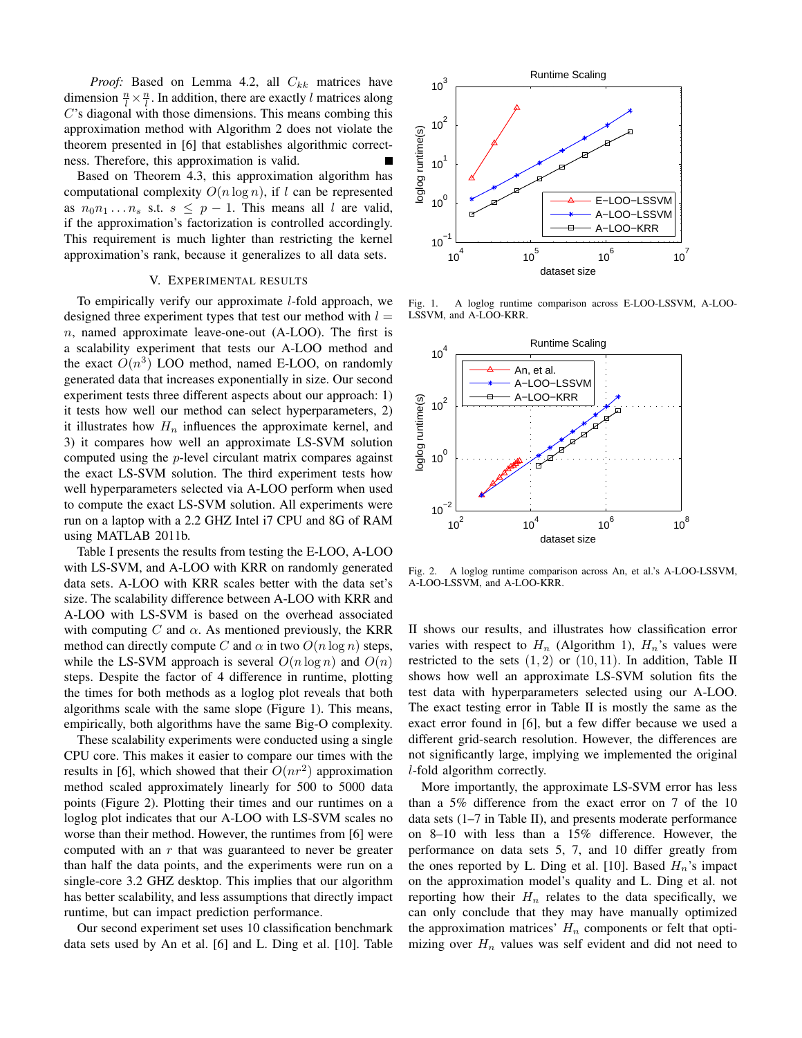*Proof:* Based on Lemma 4.2, all $C_{kk}$ matrices have dimension $\frac{n}{l} \times \frac{n}{l}$. In addition, there are exactly $l$ matrices along $C$'s diagonal with those dimensions. This means combing this approximation method with Algorithm 2 does not violate the theorem presented in [6] that establishes algorithmic correctness. Therefore, this approximation is valid. ∎

Based on Theorem 4.3, this approximation algorithm has computational complexity $O(n \log n)$, if $l$ can be represented as $n_0 n_1 \dots n_s$ s.t. $s \leq p - 1$. This means all $l$ are valid, if the approximation's factorization is controlled accordingly. This requirement is much lighter than restricting the kernel approximation's rank, because it generalizes to all data sets.

## V. Experimental Results

To empirically verify our approximate $l$-fold approach, we designed three experiment types that test our method with $l = n$, named approximate leave-one-out (A-LOO). The first is a scalability experiment that tests our A-LOO method and the exact $O(n^3)$ LOO method, named E-LOO, on randomly generated data that increases exponentially in size. Our second experiment tests three different aspects about our approach: 1) it tests how well our method can select hyperparameters, 2) it illustrates how $H_n$ influences the approximate kernel, and 3) it compares how well an approximate LS-SVM solution computed using the $p$-level circulant matrix compares against the exact LS-SVM solution. The third experiment tests how well hyperparameters selected via A-LOO perform when used to compute the exact LS-SVM solution. All experiments were run on a laptop with a 2.2 GHZ Intel i7 CPU and 8G of RAM using MATLAB 2011b.

Table I presents the results from testing the E-LOO, A-LOO with LS-SVM, and A-LOO with KRR on randomly generated data sets. A-LOO with KRR scales better with the data set's size. The scalability difference between A-LOO with KRR and A-LOO with LS-SVM is based on the overhead associated with computing $C$ and $\alpha$. As mentioned previously, the KRR method can directly compute $C$ and $\alpha$ in two $O(n \log n)$ steps, while the LS-SVM approach is several $O(n \log n)$ and $O(n)$ steps. Despite the factor of 4 difference in runtime, plotting the times for both methods as a loglog plot reveals that both algorithms scale with the same slope (Figure 1). This means, empirically, both algorithms have the same Big-O complexity.

These scalability experiments were conducted using a single CPU core. This makes it easier to compare our times with the results in [6], which showed that their $O(nr^2)$ approximation method scaled approximately linearly for 500 to 5000 data points (Figure 2). Plotting their times and our runtimes on a loglog plot indicates that our A-LOO with LS-SVM scales no worse than their method. However, the runtimes from [6] were computed with an $r$ that was guaranteed to never be greater than half the data points, and the experiments were run on a single-core 3.2 GHZ desktop. This implies that our algorithm has better scalability, and less assumptions that directly impact runtime, but can impact prediction performance.

Our second experiment uses 10 classification benchmark data sets used by An et al. [6] and L. Ding et al. [10]. Table

Runtime Scaling
loglog runtime(s)
dataset size
E−LOO−LSSVM
A−LOO−LSSVM
A−LOO−KRR

Fig. 1. A loglog runtime comparison across E-LOO-LSSVM, A-LOO-LSSVM, and A-LOO-KRR.

Runtime Scaling
loglog runtime(s)
dataset size
An, et al.
A−LOO−LSSVM
A−LOO−KRR

Fig. 2. A loglog runtime comparison across An, et al.'s A-LOO-LSSVM, A-LOO-LSSVM, and A-LOO-KRR.

II shows our results, and illustrates how classification error varies with respect to $H_n$ (Algorithm 1), $H_n$'s values were restricted to the sets $(1, 2)$ or $(10, 11)$. In addition, Table II shows how well an approximate LS-SVM solution fits the test data with hyperparameters selected using our A-LOO. The exact testing error in Table II is mostly the same as the exact error found in [6], but a few differ because we used a different grid-search resolution. However, the differences are not significantly large, implying we implemented the original $l$-fold algorithm correctly.

More importantly, the approximate LS-SVM error has less than a 5% difference from the exact error on 7 of the 10 data sets (1–7 in Table II), and presents moderate performance on 8–10 with less than a 15% difference. However, the performance on data sets 5, 7, and 10 differ greatly from the ones reported by L. Ding et al. [10]. Based $H_n$'s impact on the approximation model's quality and L. Ding et al. not reporting how their $H_n$ relates to the data specifically, we can only conclude that they may have manually optimized the approximation matrices' $H_n$ components or felt that optimizing over $H_n$ values was self evident and did not need to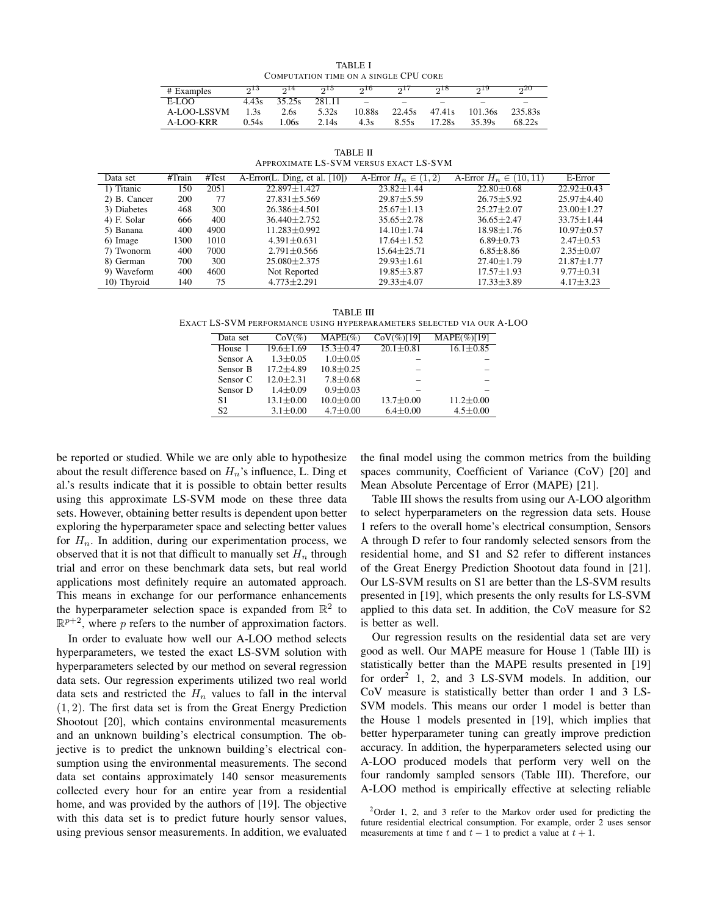TABLE I

COMPUTATION TIME ON A SINGLE CPU CORE

| # Examples | $2^{13}$ | $2^{14}$ | $2^{15}$ | $2^{16}$ | $2^{17}$ | $2^{18}$ | $2^{19}$ | $2^{20}$ |
|---|---|---|---|---|---|---|---|---|
| E-LOO | 4.43s | 35.25s | 281.11 | – | – | – | – | – |
| A-LOO-LSSVM | 1.3s | 2.6s | 5.32s | 10.88s | 22.45s | 47.41s | 101.36s | 235.83s |
| A-LOO-KRR | 0.54s | 1.06s | 2.14s | 4.3s | 8.55s | 17.28s | 35.39s | 68.22s |

TABLE II

APPROXIMATE LS-SVM VERSUS EXACT LS-SVM

| Data set | #Train | #Test | A-Error(L. Ding, et al. [10]) | A-Error $H_n \in (1, 2)$ | A-Error $H_n \in (10, 11)$ | E-Error |
|---|---|---|---|---|---|---|
| 1) Titanic | 150 | 2051 | 22.897±1.427 | 23.82±1.44 | 22.80±0.68 | 22.92±0.43 |
| 2) B. Cancer | 200 | 77 | 27.831±5.569 | 29.87±5.59 | 26.75±5.92 | 25.97±4.40 |
| 3) Diabetes | 468 | 300 | 26.386±4.501 | 25.67±1.13 | 25.27±2.07 | 23.00±1.27 |
| 4) F. Solar | 666 | 400 | 36.440±2.752 | 35.65±2.78 | 36.65±2.47 | 33.75±1.44 |
| 5) Banana | 400 | 4900 | 11.283±0.992 | 14.10±1.74 | 18.98±1.76 | 10.97±0.57 |
| 6) Image | 1300 | 1010 | 4.391±0.631 | 17.64±1.52 | 6.89±0.73 | 2.47±0.53 |
| 7) Twonorm | 400 | 7000 | 2.791±0.566 | 15.64±25.71 | 6.85±8.86 | 2.35±0.07 |
| 8) German | 700 | 300 | 25.080±2.375 | 29.93±1.61 | 27.40±1.79 | 21.87±1.77 |
| 9) Waveform | 400 | 4600 | Not Reported | 19.85±3.87 | 17.57±1.93 | 9.77±0.31 |
| 10) Thyroid | 140 | 75 | 4.773±2.291 | 29.33±4.07 | 17.33±3.89 | 4.17±3.23 |

TABLE III

EXACT LS-SVM PERFORMANCE USING HYPERPARAMETERS SELECTED VIA OUR A-LOO

| Data set | CoV(%) | MAPE(%) | CoV(%)[19] | MAPE(%)[19] |
|---|---|---|---|---|
| House 1 | 19.6±1.69 | 15.3±0.47 | 20.1±0.81 | 16.1±0.85 |
| Sensor A | 1.3±0.05 | 1.0±0.05 | – | – |
| Sensor B | 17.2±4.89 | 10.8±0.25 | – | – |
| Sensor C | 12.0±2.31 | 7.8±0.68 | – | – |
| Sensor D | 1.4±0.09 | 0.9±0.03 | – | – |
| S1 | 13.1±0.00 | 10.0±0.00 | 13.7±0.00 | 11.2±0.00 |
| S2 | 3.1±0.00 | 4.7±0.00 | 6.4±0.00 | 4.5±0.00 |

be reported or studied. While we are only able to hypothesize about the result difference based on $H_n$'s influence, L. Ding et al.'s results indicate that it is possible to obtain better results using this approximate LS-SVM mode on these three data sets. However, obtaining better results is dependent upon better exploring the hyperparameter space and selecting better values for $H_n$. In addition, during our experimentation process, we observed that it is not that difficult to manually set $H_n$ through trial and error on these benchmark data sets, but real world applications most definitely require an automated approach. This means in exchange for our performance enhancements the hyperparameter selection space is expanded from $\mathbb{R}^2$ to $\mathbb{R}^{p+2}$, where $p$ refers to the number of approximation factors.

In order to evaluate how well our A-LOO method selects hyperparameters, we tested the exact LS-SVM solution with hyperparameters selected by our method on several regression data sets. Our regression experiments utilized two real world data sets and restricted the $H_n$ values to fall in the interval $(1, 2)$. The first data set is from the Great Energy Prediction Shootout [20], which contains environmental measurements and an unknown building's electrical consumption. The objective is to predict the unknown building's electrical consumption using the environmental measurements. The second data set contains approximately 140 sensor measurements collected every hour for an entire year from a residential home, and was provided by the authors of [19]. The objective with this data set is to predict future hourly sensor values, using previous sensor measurements. In addition, we evaluated the final model using the common metrics from the building spaces community, Coefficient of Variance (CoV) [20] and Mean Absolute Percentage of Error (MAPE) [21].

Table III shows the results from using our A-LOO algorithm to select hyperparameters on the regression data sets. House 1 refers to the overall home's electrical consumption, Sensors A through D refer to four randomly selected sensors from the residential home, and S1 and S2 refer to different instances of the Great Energy Prediction Shootout data found in [21]. Our LS-SVM results on S1 are better than the LS-SVM results presented in [19], which presents the only results for LS-SVM applied to this data set. In addition, the CoV measure for S2 is better as well.

Our regression results on the residential data set are very good as well. Our MAPE measure for House 1 (Table III) is statistically better than the MAPE results presented in [19] for order[2] 1, 2, and 3 LS-SVM models. In addition, our CoV measure is statistically better than order 1 and 3 LS-SVM models. This means our order 1 model is better than the House 1 models presented in [19], which implies that better hyperparameter tuning can greatly improve prediction accuracy. In addition, the hyperparameters selected using our A-LOO produced models that perform very well on the four randomly sampled sensors (Table III). Therefore, our A-LOO method is empirically effective at selecting reliable

[2]Order 1, 2, and 3 refer to the Markov order used for predicting the future residential electrical consumption. For example, order 2 uses sensor measurements at time $t$ and $t - 1$ to predict a value at $t + 1$.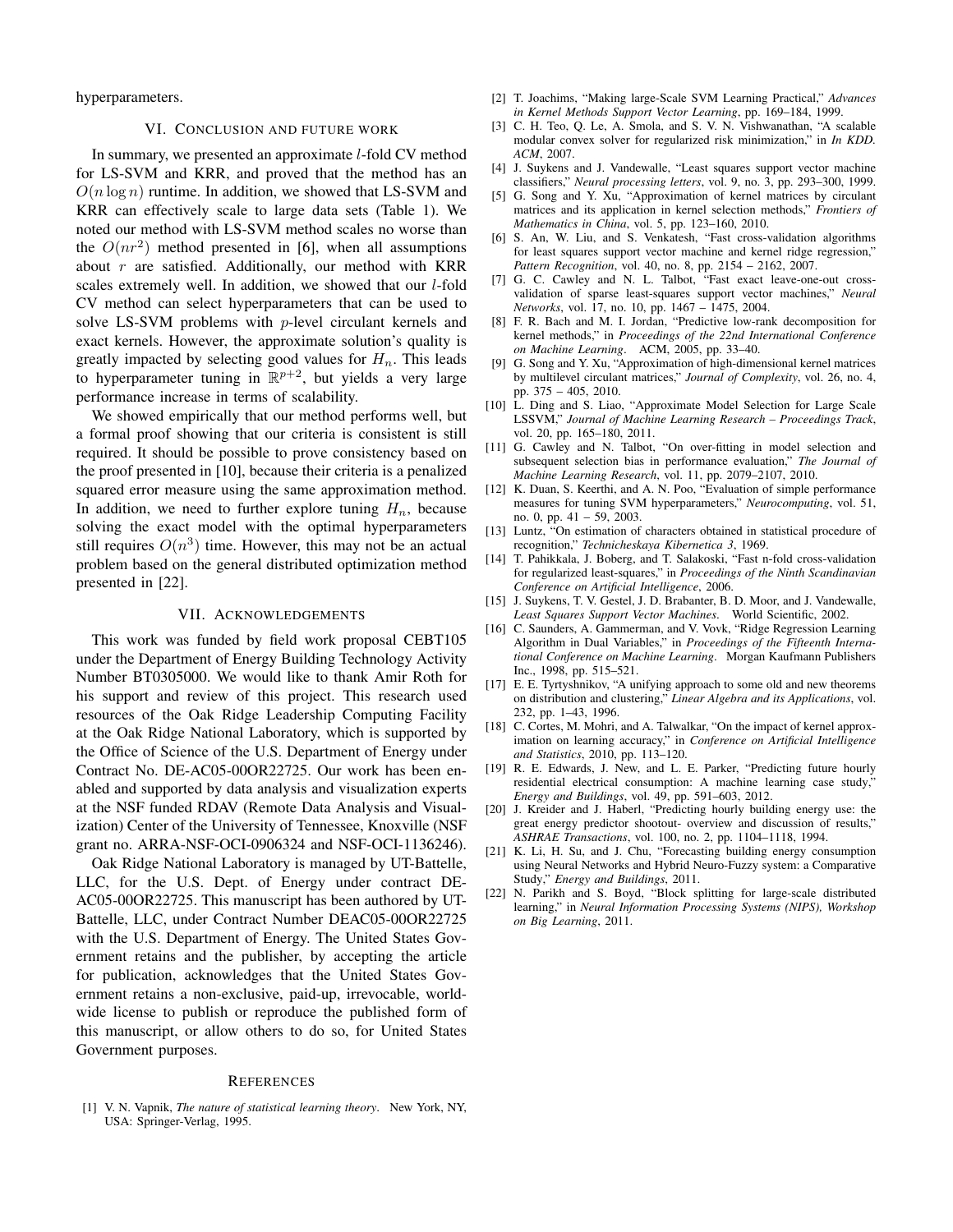hyperparameters.

## VI. Conclusion and future work

In summary, we presented an approximate $l$-fold CV method for LS-SVM and KRR, and proved that the method has an $O(n \log n)$ runtime. In addition, we showed that LS-SVM and KRR can effectively scale to large data sets (Table 1). We noted our method with LS-SVM method scales no worse than the $O(nr^2)$ method presented in [6], when all assumptions about $r$ are satisfied. Additionally, our method with KRR scales extremely well. In addition, we showed that our $l$-fold CV method can select hyperparameters that can be used to solve LS-SVM problems with $p$-level circulant kernels and exact kernels. However, the approximate solution's quality is greatly impacted by selecting good values for $H_n$. This leads to hyperparameter tuning in $\mathbb{R}^{p+2}$, but yields a very large performance increase in terms of scalability.

We showed empirically that our method performs well, but a formal proof showing that our criteria is consistent is still required. It should be possible to prove consistency based on the proof presented in [10], because their criteria is a penalized squared error measure using the same approximation method. In addition, we need to further explore tuning $H_n$, because solving the exact model with the optimal hyperparameters still requires $O(n^3)$ time. However, this may not be an actual problem based on the general distributed optimization method presented in [22].

## VII. Acknowledgements

This work was funded by field work proposal CEBT105 under the Department of Energy Building Technology Activity Number BT0305000. We would like to thank Amir Roth for his support and review of this project. This research used resources of the Oak Ridge Leadership Computing Facility at the Oak Ridge National Laboratory, which is supported by the Office of Science of the U.S. Department of Energy under Contract No. DE-AC05-00OR22725. Our work has been enabled and supported by data analysis and visualization experts at the NSF funded RDAV (Remote Data Analysis and Visualization) Center of the University of Tennessee, Knoxville (NSF grant no. ARRA-NSF-OCI-0906324 and NSF-OCI-1136246).

Oak Ridge National Laboratory is managed by UT-Battelle, LLC, for the U.S. Dept. of Energy under contract DE-AC05-00OR22725. This manuscript has been authored by UT-Battelle, LLC, under Contract Number DEAC05-00OR22725 with the U.S. Department of Energy. The United States Government retains and the publisher, by accepting the article for publication, acknowledges that the United States Government retains a non-exclusive, paid-up, irrevocable, world-wide license to publish or reproduce the published form of this manuscript, or allow others to do so, for United States Government purposes.

## References

[1] V. N. Vapnik, *The nature of statistical learning theory*. New York, NY, USA: Springer-Verlag, 1995.

[2] T. Joachims, "Making large-Scale SVM Learning Practical," *Advances in Kernel Methods Support Vector Learning*, pp. 169–184, 1999.

[3] C. H. Teo, Q. Le, A. Smola, and S. V. N. Vishwanathan, "A scalable modular convex solver for regularized risk minimization," in *In KDD. ACM*, 2007.

[4] J. Suykens and J. Vandewalle, "Least squares support vector machine classifiers," *Neural processing letters*, vol. 9, no. 3, pp. 293–300, 1999.

[5] G. Song and Y. Xu, "Approximation of kernel matrices by circulant matrices and its application in kernel selection methods," *Frontiers of Mathematics in China*, vol. 5, pp. 123–160, 2010.

[6] S. An, W. Liu, and S. Venkatesh, "Fast cross-validation algorithms for least squares support vector machine and kernel ridge regression," *Pattern Recognition*, vol. 40, no. 8, pp. 2154 – 2162, 2007.

[7] G. C. Cawley and N. L. Talbot, "Fast exact leave-one-out cross-validation of sparse least-squares support vector machines," *Neural Networks*, vol. 17, no. 10, pp. 1467 – 1475, 2004.

[8] F. R. Bach and M. I. Jordan, "Predictive low-rank decomposition for kernel methods," in *Proceedings of the 22nd International Conference on Machine Learning*. ACM, 2005, pp. 33–40.

[9] G. Song and Y. Xu, "Approximation of high-dimensional kernel matrices by multilevel circulant matrices," *Journal of Complexity*, vol. 26, no. 4, pp. 375 – 405, 2010.

[10] L. Ding and S. Liao, "Approximate Model Selection for Large Scale LSSVM," *Journal of Machine Learning Research – Proceedings Track*, vol. 20, pp. 165–180, 2011.

[11] G. Cawley and N. Talbot, "On over-fitting in model selection and subsequent selection bias in performance evaluation," *The Journal of Machine Learning Research*, vol. 11, pp. 2079–2107, 2010.

[12] K. Duan, S. Keerthi, and A. N. Poo, "Evaluation of simple performance measures for tuning SVM hyperparameters," *Neurocomputing*, vol. 51, no. 0, pp. 41 – 59, 2003.

[13] Luntz, "On estimation of characters obtained in statistical procedure of recognition," *Technicheskaya Kibernetica 3*, 1969.

[14] T. Pahikkala, J. Boberg, and T. Salakoski, "Fast n-fold cross-validation for regularized least-squares," in *Proceedings of the Ninth Scandinavian Conference on Artificial Intelligence*, 2006.

[15] J. Suykens, T. V. Gestel, J. D. Brabanter, B. D. Moor, and J. Vandewalle, *Least Squares Support Vector Machines*. World Scientific, 2002.

[16] C. Saunders, A. Gammerman, and V. Vovk, "Ridge Regression Learning Algorithm in Dual Variables," in *Proceedings of the Fifteenth International Conference on Machine Learning*. Morgan Kaufmann Publishers Inc., 1998, pp. 515–521.

[17] E. E. Tyrtyshnikov, "A unifying approach to some old and new theorems on distribution and clustering," *Linear Algebra and its Applications*, vol. 232, pp. 1–43, 1996.

[18] C. Cortes, M. Mohri, and A. Talwalkar, "On the impact of kernel approximation on learning accuracy," in *Conference on Artificial Intelligence and Statistics*, 2010, pp. 113–120.

[19] R. E. Edwards, J. New, and L. E. Parker, "Predicting future hourly residential electrical consumption: A machine learning case study," *Energy and Buildings*, vol. 49, pp. 591–603, 2012.

[20] J. Kreider and J. Haberl, "Predicting hourly building energy use: the great energy predictor shootout- overview and discussion of results," *ASHRAE Transactions*, vol. 100, no. 2, pp. 1104–1118, 1994.

[21] K. Li, H. Su, and J. Chu, "Forecasting building energy consumption using Neural Networks and Hybrid Neuro-Fuzzy system: a Comparative Study," *Energy and Buildings*, 2011.

[22] N. Parikh and S. Boyd, "Block splitting for large-scale distributed learning," in *Neural Information Processing Systems (NIPS), Workshop on Big Learning*, 2011.